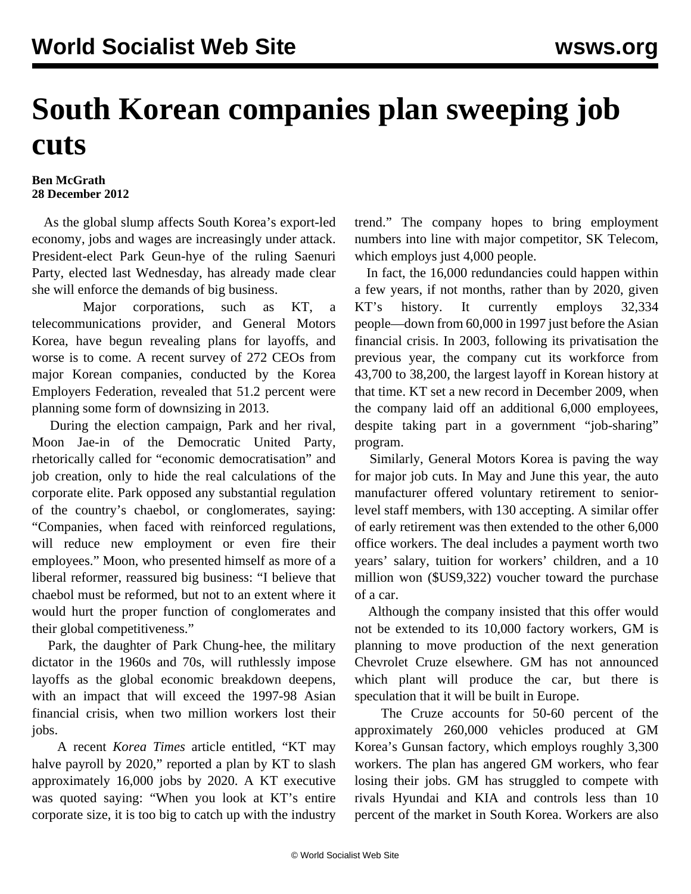# South Korean companies plan sweeping job cuts

**Ben McGrath**
**28 December 2012**

As the global slump affects South Korea's export-led economy, jobs and wages are increasingly under attack. President-elect Park Geun-hye of the ruling Saenuri Party, elected last Wednesday, has already made clear she will enforce the demands of big business.

Major corporations, such as KT, a telecommunications provider, and General Motors Korea, have begun revealing plans for layoffs, and worse is to come. A recent survey of 272 CEOs from major Korean companies, conducted by the Korea Employers Federation, revealed that 51.2 percent were planning some form of downsizing in 2013.

During the election campaign, Park and her rival, Moon Jae-in of the Democratic United Party, rhetorically called for "economic democratisation" and job creation, only to hide the real calculations of the corporate elite. Park opposed any substantial regulation of the country's chaebol, or conglomerates, saying: "Companies, when faced with reinforced regulations, will reduce new employment or even fire their employees." Moon, who presented himself as more of a liberal reformer, reassured big business: "I believe that chaebol must be reformed, but not to an extent where it would hurt the proper function of conglomerates and their global competitiveness."

Park, the daughter of Park Chung-hee, the military dictator in the 1960s and 70s, will ruthlessly impose layoffs as the global economic breakdown deepens, with an impact that will exceed the 1997-98 Asian financial crisis, when two million workers lost their jobs.

A recent *Korea Times* article entitled, "KT may halve payroll by 2020," reported a plan by KT to slash approximately 16,000 jobs by 2020. A KT executive was quoted saying: "When you look at KT's entire corporate size, it is too big to catch up with the industry trend." The company hopes to bring employment numbers into line with major competitor, SK Telecom, which employs just 4,000 people.

In fact, the 16,000 redundancies could happen within a few years, if not months, rather than by 2020, given KT's history. It currently employs 32,334 people—down from 60,000 in 1997 just before the Asian financial crisis. In 2003, following its privatisation the previous year, the company cut its workforce from 43,700 to 38,200, the largest layoff in Korean history at that time. KT set a new record in December 2009, when the company laid off an additional 6,000 employees, despite taking part in a government "job-sharing" program.

Similarly, General Motors Korea is paving the way for major job cuts. In May and June this year, the auto manufacturer offered voluntary retirement to senior-level staff members, with 130 accepting. A similar offer of early retirement was then extended to the other 6,000 office workers. The deal includes a payment worth two years' salary, tuition for workers' children, and a 10 million won ($US9,322) voucher toward the purchase of a car.

Although the company insisted that this offer would not be extended to its 10,000 factory workers, GM is planning to move production of the next generation Chevrolet Cruze elsewhere. GM has not announced which plant will produce the car, but there is speculation that it will be built in Europe.

The Cruze accounts for 50-60 percent of the approximately 260,000 vehicles produced at GM Korea's Gunsan factory, which employs roughly 3,300 workers. The plan has angered GM workers, who fear losing their jobs. GM has struggled to compete with rivals Hyundai and KIA and controls less than 10 percent of the market in South Korea. Workers are also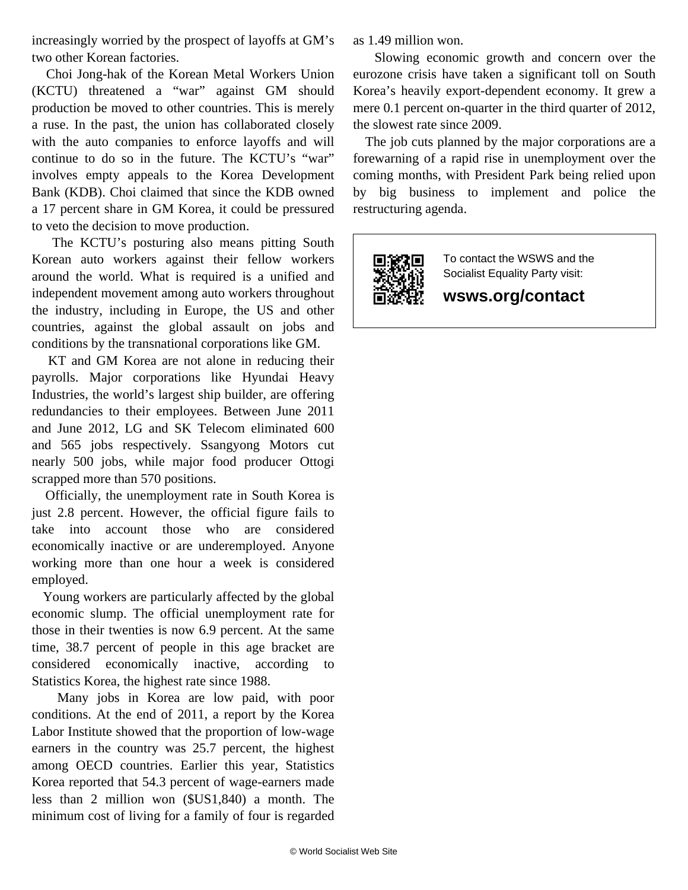increasingly worried by the prospect of layoffs at GM's two other Korean factories.

Choi Jong-hak of the Korean Metal Workers Union (KCTU) threatened a "war" against GM should production be moved to other countries. This is merely a ruse. In the past, the union has collaborated closely with the auto companies to enforce layoffs and will continue to do so in the future. The KCTU's "war" involves empty appeals to the Korea Development Bank (KDB). Choi claimed that since the KDB owned a 17 percent share in GM Korea, it could be pressured to veto the decision to move production.

The KCTU's posturing also means pitting South Korean auto workers against their fellow workers around the world. What is required is a unified and independent movement among auto workers throughout the industry, including in Europe, the US and other countries, against the global assault on jobs and conditions by the transnational corporations like GM.

KT and GM Korea are not alone in reducing their payrolls. Major corporations like Hyundai Heavy Industries, the world's largest ship builder, are offering redundancies to their employees. Between June 2011 and June 2012, LG and SK Telecom eliminated 600 and 565 jobs respectively. Ssangyong Motors cut nearly 500 jobs, while major food producer Ottogi scrapped more than 570 positions.

Officially, the unemployment rate in South Korea is just 2.8 percent. However, the official figure fails to take into account those who are considered economically inactive or are underemployed. Anyone working more than one hour a week is considered employed.

Young workers are particularly affected by the global economic slump. The official unemployment rate for those in their twenties is now 6.9 percent. At the same time, 38.7 percent of people in this age bracket are considered economically inactive, according to Statistics Korea, the highest rate since 1988.

Many jobs in Korea are low paid, with poor conditions. At the end of 2011, a report by the Korea Labor Institute showed that the proportion of low-wage earners in the country was 25.7 percent, the highest among OECD countries. Earlier this year, Statistics Korea reported that 54.3 percent of wage-earners made less than 2 million won ($US1,840) a month. The minimum cost of living for a family of four is regarded as 1.49 million won.

Slowing economic growth and concern over the eurozone crisis have taken a significant toll on South Korea's heavily export-dependent economy. It grew a mere 0.1 percent on-quarter in the third quarter of 2012, the slowest rate since 2009.

The job cuts planned by the major corporations are a forewarning of a rapid rise in unemployment over the coming months, with President Park being relied upon by big business to implement and police the restructuring agenda.

To contact the WSWS and the Socialist Equality Party visit:

**wsws.org/contact**